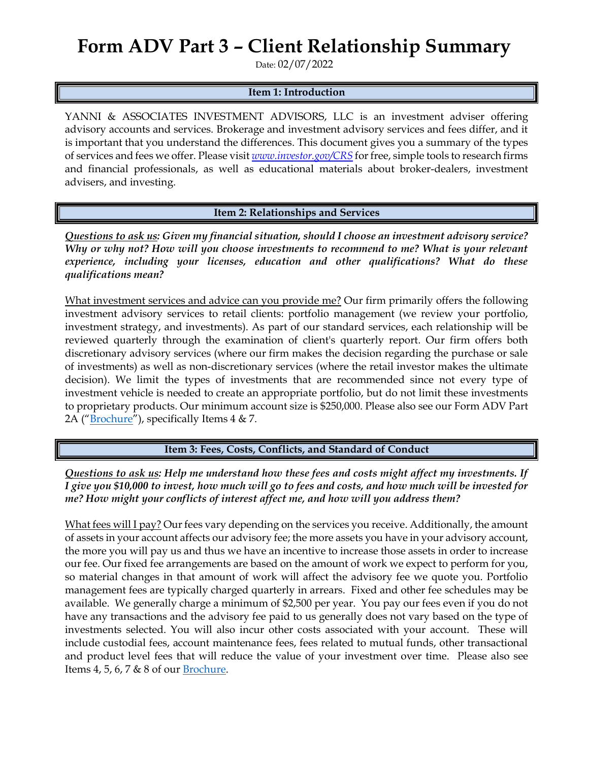# Form ADV Part 3 – Client Relationship Summary

Date: 02/07/2022

## Item 1: Introduction

YANNI & ASSOCIATES INVESTMENT ADVISORS, LLC is an investment adviser offering advisory accounts and services. Brokerage and investment advisory services and fees differ, and it is important that you understand the differences. This document gives you a summary of the types of services and fees we offer. Please visit *www.investor.gov/CRS* for free, simple tools to research firms and financial professionals, as well as educational materials about broker-dealers, investment advisers, and investing.

## Item 2: Relationships and Services

***Questions to ask us: Given my financial situation, should I choose an investment advisory service? Why or why not? How will you choose investments to recommend to me? What is your relevant experience, including your licenses, education and other qualifications? What do these qualifications mean?***

What investment services and advice can you provide me? Our firm primarily offers the following investment advisory services to retail clients: portfolio management (we review your portfolio, investment strategy, and investments). As part of our standard services, each relationship will be reviewed quarterly through the examination of client's quarterly report. Our firm offers both discretionary advisory services (where our firm makes the decision regarding the purchase or sale of investments) as well as non-discretionary services (where the retail investor makes the ultimate decision). We limit the types of investments that are recommended since not every type of investment vehicle is needed to create an appropriate portfolio, but do not limit these investments to proprietary products. Our minimum account size is $250,000. Please also see our Form ADV Part 2A ("Brochure"), specifically Items 4 & 7.

## Item 3: Fees, Costs, Conflicts, and Standard of Conduct

***Questions to ask us: Help me understand how these fees and costs might affect my investments. If I give you $10,000 to invest, how much will go to fees and costs, and how much will be invested for me? How might your conflicts of interest affect me, and how will you address them?***

What fees will I pay? Our fees vary depending on the services you receive. Additionally, the amount of assets in your account affects our advisory fee; the more assets you have in your advisory account, the more you will pay us and thus we have an incentive to increase those assets in order to increase our fee. Our fixed fee arrangements are based on the amount of work we expect to perform for you, so material changes in that amount of work will affect the advisory fee we quote you. Portfolio management fees are typically charged quarterly in arrears. Fixed and other fee schedules may be available. We generally charge a minimum of $2,500 per year. You pay our fees even if you do not have any transactions and the advisory fee paid to us generally does not vary based on the type of investments selected. You will also incur other costs associated with your account. These will include custodial fees, account maintenance fees, fees related to mutual funds, other transactional and product level fees that will reduce the value of your investment over time. Please also see Items 4, 5, 6, 7 & 8 of our Brochure.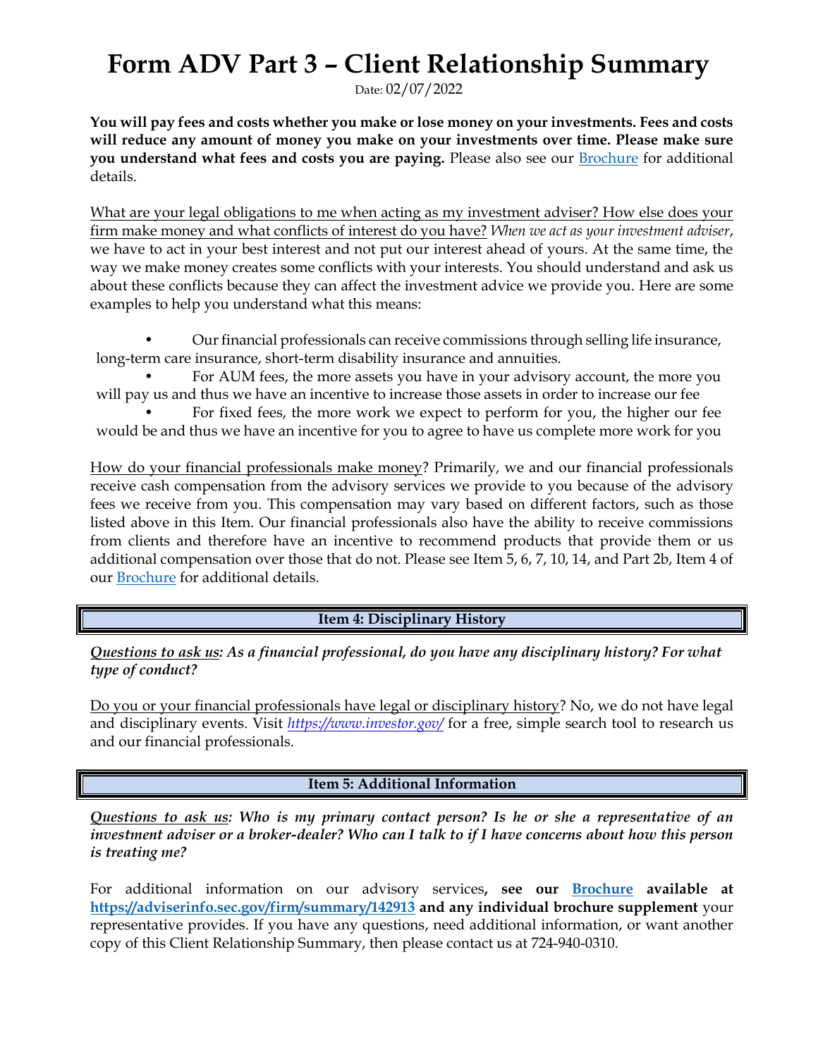# Form ADV Part 3 – Client Relationship Summary

Date: 02/07/2022

**You will pay fees and costs whether you make or lose money on your investments. Fees and costs will reduce any amount of money you make on your investments over time. Please make sure you understand what fees and costs you are paying.** Please also see our Brochure for additional details.

What are your legal obligations to me when acting as my investment adviser? How else does your firm make money and what conflicts of interest do you have? *When we act as your investment adviser*, we have to act in your best interest and not put our interest ahead of yours. At the same time, the way we make money creates some conflicts with your interests. You should understand and ask us about these conflicts because they can affect the investment advice we provide you. Here are some examples to help you understand what this means:

- Our financial professionals can receive commissions through selling life insurance, long-term care insurance, short-term disability insurance and annuities.
- For AUM fees, the more assets you have in your advisory account, the more you will pay us and thus we have an incentive to increase those assets in order to increase our fee
- For fixed fees, the more work we expect to perform for you, the higher our fee would be and thus we have an incentive for you to agree to have us complete more work for you

How do your financial professionals make money? Primarily, we and our financial professionals receive cash compensation from the advisory services we provide to you because of the advisory fees we receive from you. This compensation may vary based on different factors, such as those listed above in this Item. Our financial professionals also have the ability to receive commissions from clients and therefore have an incentive to recommend products that provide them or us additional compensation over those that do not. Please see Item 5, 6, 7, 10, 14, and Part 2b, Item 4 of our Brochure for additional details.

## Item 4: Disciplinary History

***Questions to ask us: As a financial professional, do you have any disciplinary history? For what type of conduct?***

Do you or your financial professionals have legal or disciplinary history? No, we do not have legal and disciplinary events. Visit *https://www.investor.gov/* for a free, simple search tool to research us and our financial professionals.

## Item 5: Additional Information

***Questions to ask us: Who is my primary contact person? Is he or she a representative of an investment adviser or a broker-dealer? Who can I talk to if I have concerns about how this person is treating me?***

For additional information on our advisory services**, see our Brochure available at https://adviserinfo.sec.gov/firm/summary/142913 and any individual brochure supplement** your representative provides. If you have any questions, need additional information, or want another copy of this Client Relationship Summary, then please contact us at 724-940-0310.